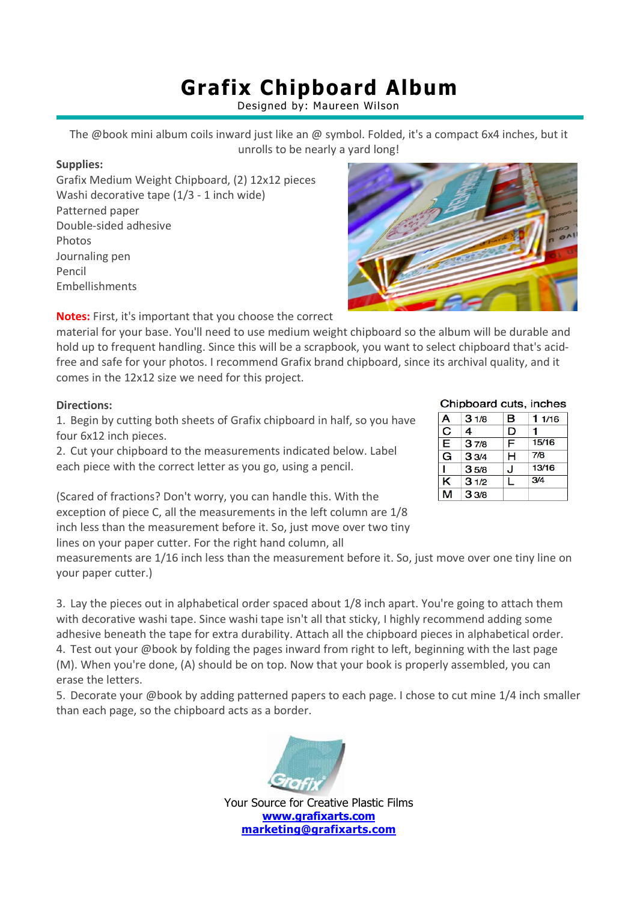# Grafix Chipboard Album

Designed by: Maureen Wilson

The @book mini album coils inward just like an @ symbol. Folded, it's a compact 6x4 inches, but it unrolls to be nearly a yard long!

**Supplies:**

Grafix Medium Weight Chipboard, (2) 12x12 pieces
Washi decorative tape (1/3 - 1 inch wide)
Patterned paper
Double-sided adhesive
Photos
Journaling pen
Pencil
Embellishments

**Notes:** First, it's important that you choose the correct material for your base. You'll need to use medium weight chipboard so the album will be durable and hold up to frequent handling. Since this will be a scrapbook, you want to select chipboard that's acid-free and safe for your photos. I recommend Grafix brand chipboard, since its archival quality, and it comes in the 12x12 size we need for this project.

**Directions:**

1. Begin by cutting both sheets of Grafix chipboard in half, so you have four 6x12 inch pieces.
2. Cut your chipboard to the measurements indicated below. Label each piece with the correct letter as you go, using a pencil.

Chipboard cuts, inches

| | | | |
|---|---|---|---|
| A | 3 1/8 | B | 1 1/16 |
| C | 4 | D | 1 |
| E | 3 7/8 | F | 15/16 |
| G | 3 3/4 | H | 7/8 |
| I | 3 5/8 | J | 13/16 |
| K | 3 1/2 | L | 3/4 |
| M | 3 3/8 | | |

(Scared of fractions? Don't worry, you can handle this. With the exception of piece C, all the measurements in the left column are 1/8 inch less than the measurement before it. So, just move over two tiny lines on your paper cutter. For the right hand column, all measurements are 1/16 inch less than the measurement before it. So, just move over one tiny line on your paper cutter.)

3. Lay the pieces out in alphabetical order spaced about 1/8 inch apart. You're going to attach them with decorative washi tape. Since washi tape isn't all that sticky, I highly recommend adding some adhesive beneath the tape for extra durability. Attach all the chipboard pieces in alphabetical order.
4. Test out your @book by folding the pages inward from right to left, beginning with the last page (M). When you're done, (A) should be on top. Now that your book is properly assembled, you can erase the letters.
5. Decorate your @book by adding patterned papers to each page. I chose to cut mine 1/4 inch smaller than each page, so the chipboard acts as a border.

Your Source for Creative Plastic Films
www.grafixarts.com
marketing@grafixarts.com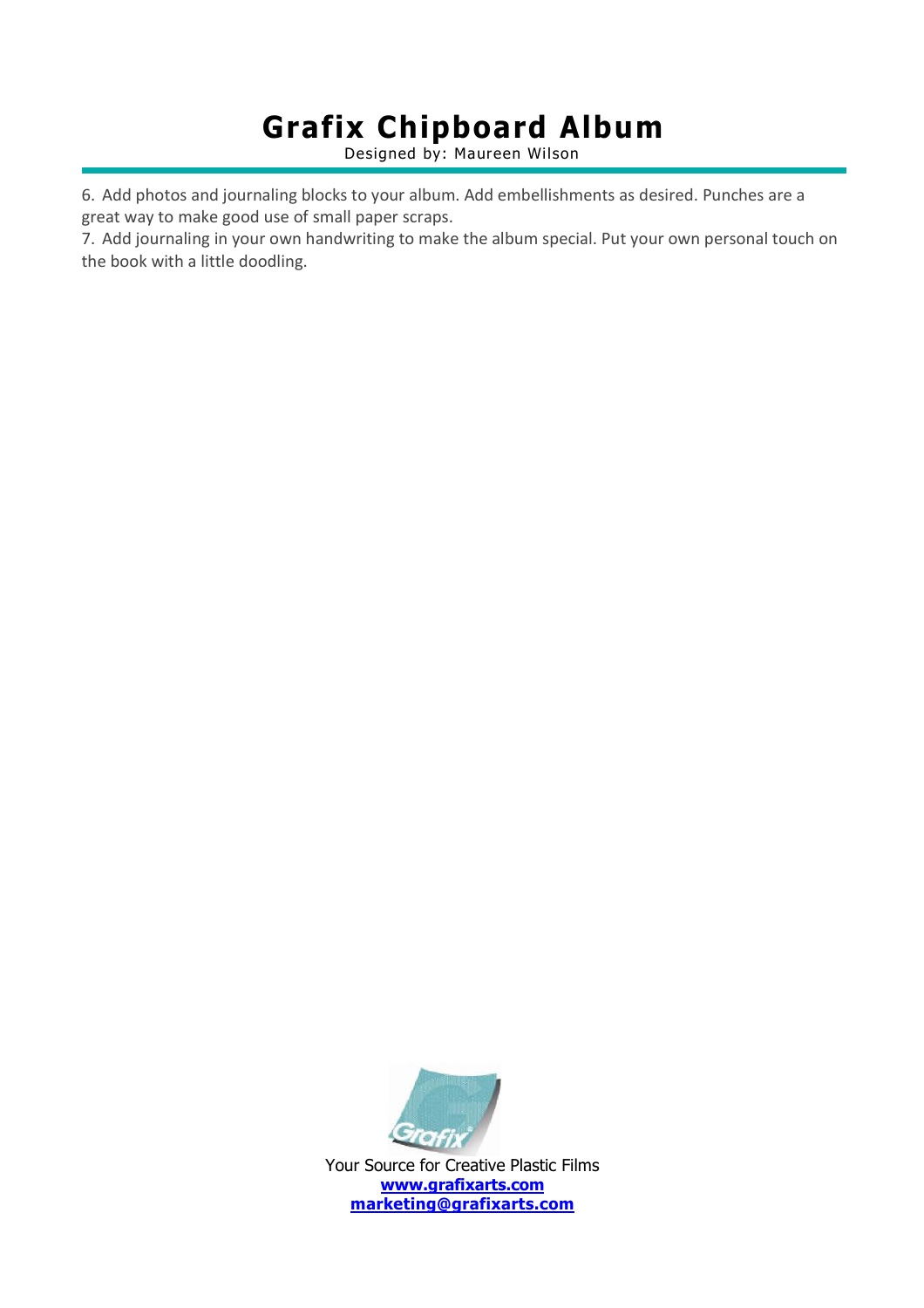# Grafix Chipboard Album

Designed by: Maureen Wilson

6. Add photos and journaling blocks to your album. Add embellishments as desired. Punches are a great way to make good use of small paper scraps.
7. Add journaling in your own handwriting to make the album special. Put your own personal touch on the book with a little doodling.

Your Source for Creative Plastic Films
**www.grafixarts.com**
**marketing@grafixarts.com**